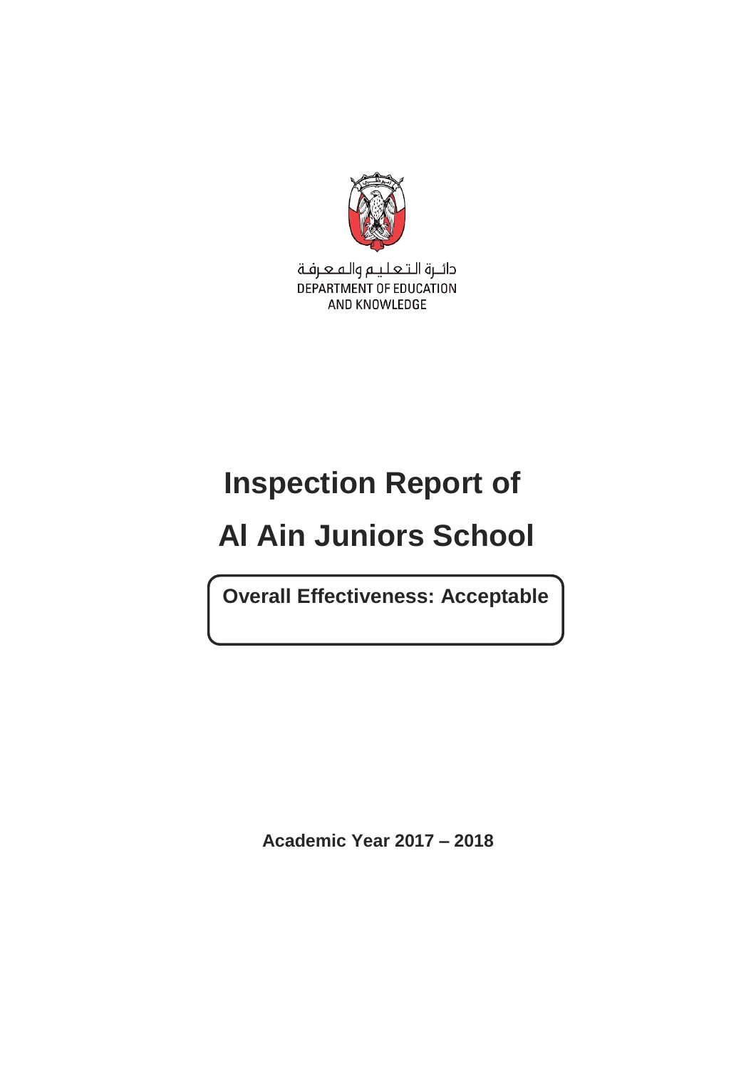دائـرة الـتـعـلـيـم والـمـعـرفـة
DEPARTMENT OF EDUCATION
AND KNOWLEDGE

# Inspection Report of

# Al Ain Juniors School

**Overall Effectiveness: Acceptable**

**Academic Year 2017 – 2018**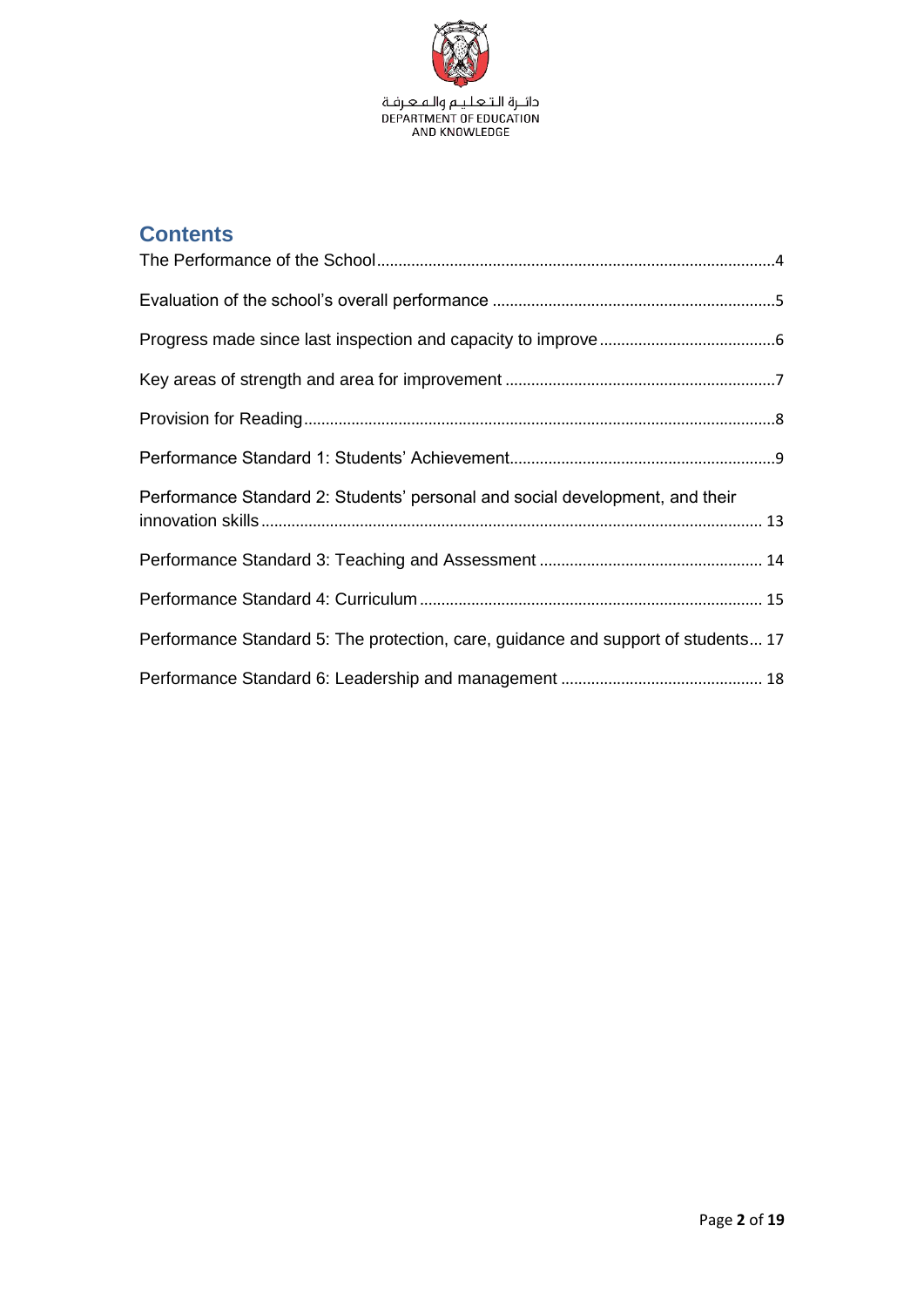## Contents

The Performance of the School....4

Evaluation of the school's overall performance....5

Progress made since last inspection and capacity to improve....6

Key areas of strength and area for improvement....7

Provision for Reading....8

Performance Standard 1: Students' Achievement....9

Performance Standard 2: Students' personal and social development, and their innovation skills....13

Performance Standard 3: Teaching and Assessment....14

Performance Standard 4: Curriculum....15

Performance Standard 5: The protection, care, guidance and support of students....17

Performance Standard 6: Leadership and management....18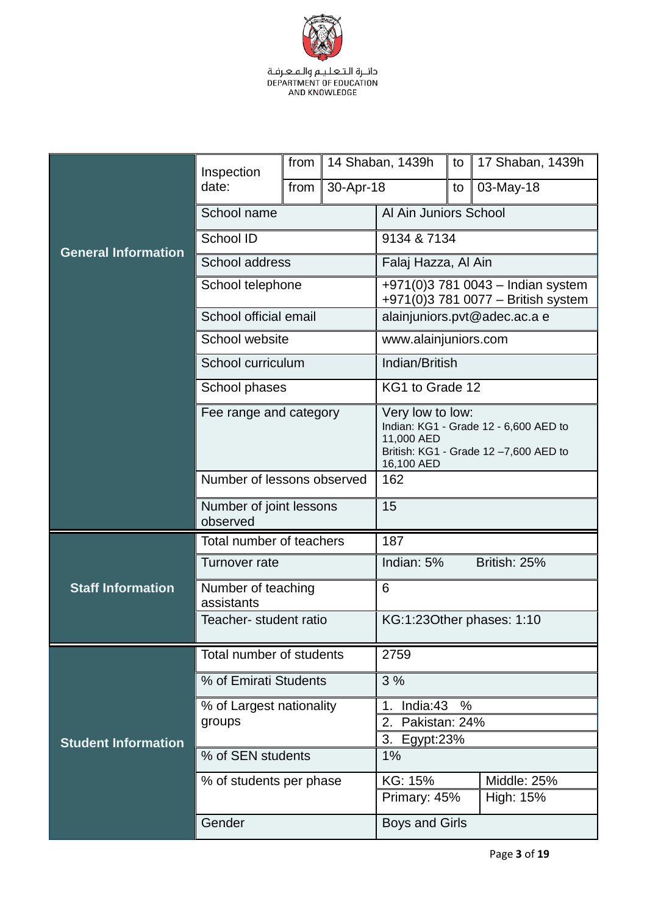دائـرة الـتـعـلـيـم والـمـعـرفـة
DEPARTMENT OF EDUCATION AND KNOWLEDGE

| | | | | | | |
|---|---|---|---|---|---|---|
| **General Information** | Inspection date: | from | 14 Shaban, 1439h | | to | 17 Shaban, 1439h |
| | | from | 30-Apr-18 | | to | 03-May-18 |
| | School name | | | Al Ain Juniors School | | |
| | School ID | | | 9134 & 7134 | | |
| | School address | | | Falaj Hazza, Al Ain | | |
| | School telephone | | | +971(0)3 781 0043 – Indian system<br>+971(0)3 781 0077 – British system | | |
| | School official email | | | alainjuniors.pvt@adec.ac.a e | | |
| | School website | | | www.alainjuniors.com | | |
| | School curriculum | | | Indian/British | | |
| | School phases | | | KG1 to Grade 12 | | |
| | Fee range and category | | | Very low to low:<br>Indian: KG1 - Grade 12 - 6,600 AED to 11,000 AED<br>British: KG1 - Grade 12 –7,600 AED to 16,100 AED | | |
| | Number of lessons observed | | | 162 | | |
| | Number of joint lessons observed | | | 15 | | |
| **Staff Information** | Total number of teachers | | | 187 | | |
| | Turnover rate | | | Indian: 5% British: 25% | | |
| | Number of teaching assistants | | | 6 | | |
| | Teacher- student ratio | | | KG:1:23Other phases: 1:10 | | |
| **Student Information** | Total number of students | | | 2759 | | |
| | % of Emirati Students | | | 3 % | | |
| | % of Largest nationality groups | | | 1. India:43 %<br>2. Pakistan: 24%<br>3. Egypt:23% | | |
| | % of SEN students | | | 1% | | |
| | % of students per phase | | | KG: 15% | Middle: 25% | |
| | | | | Primary: 45% | High: 15% | |
| | Gender | | | Boys and Girls | | |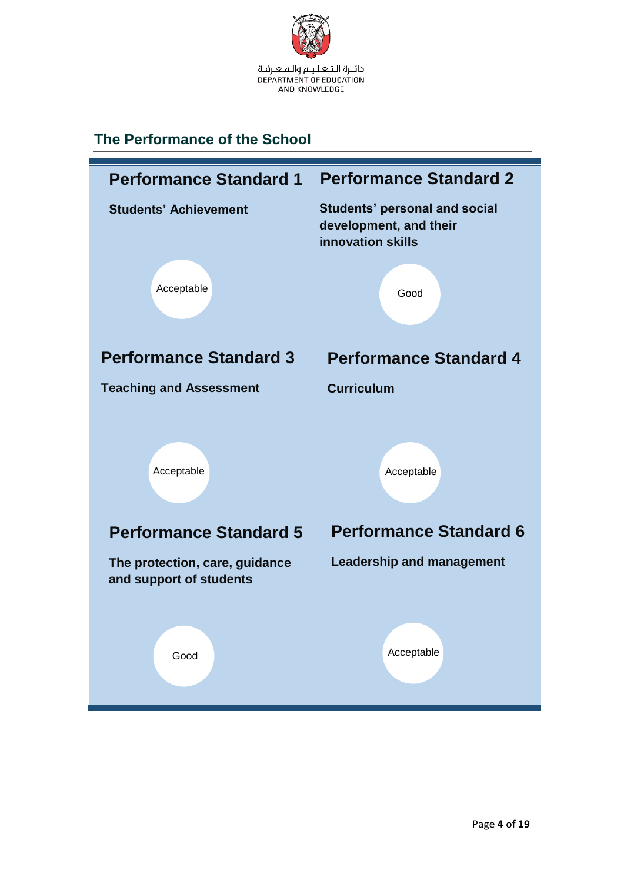دائـرة الـتـعـلـيـم والـمـعـرفـة
DEPARTMENT OF EDUCATION
AND KNOWLEDGE

## The Performance of the School

### Performance Standard 1

**Students' Achievement**

Acceptable

### Performance Standard 2

**Students' personal and social development, and their innovation skills**

Good

### Performance Standard 3

**Teaching and Assessment**

Acceptable

### Performance Standard 4

**Curriculum**

Acceptable

### Performance Standard 5

**The protection, care, guidance and support of students**

Good

### Performance Standard 6

**Leadership and management**

Acceptable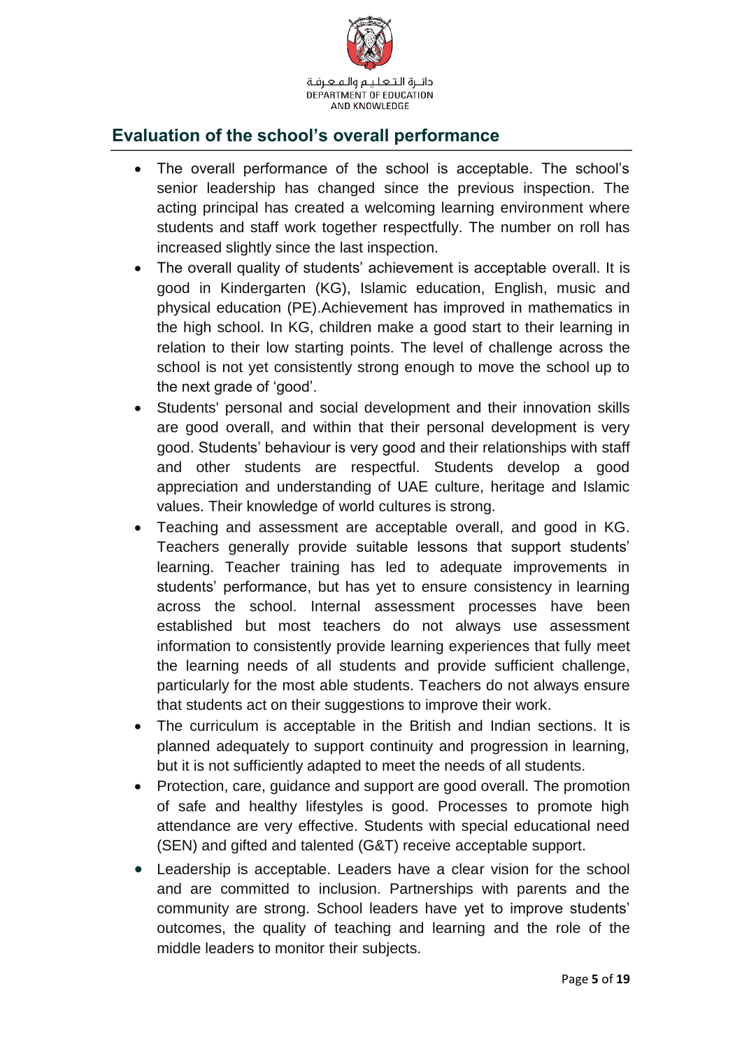## Evaluation of the school's overall performance

- The overall performance of the school is acceptable. The school's senior leadership has changed since the previous inspection. The acting principal has created a welcoming learning environment where students and staff work together respectfully. The number on roll has increased slightly since the last inspection.
- The overall quality of students' achievement is acceptable overall. It is good in Kindergarten (KG), Islamic education, English, music and physical education (PE).Achievement has improved in mathematics in the high school. In KG, children make a good start to their learning in relation to their low starting points. The level of challenge across the school is not yet consistently strong enough to move the school up to the next grade of 'good'.
- Students' personal and social development and their innovation skills are good overall, and within that their personal development is very good. Students' behaviour is very good and their relationships with staff and other students are respectful. Students develop a good appreciation and understanding of UAE culture, heritage and Islamic values. Their knowledge of world cultures is strong.
- Teaching and assessment are acceptable overall, and good in KG. Teachers generally provide suitable lessons that support students' learning. Teacher training has led to adequate improvements in students' performance, but has yet to ensure consistency in learning across the school. Internal assessment processes have been established but most teachers do not always use assessment information to consistently provide learning experiences that fully meet the learning needs of all students and provide sufficient challenge, particularly for the most able students. Teachers do not always ensure that students act on their suggestions to improve their work.
- The curriculum is acceptable in the British and Indian sections. It is planned adequately to support continuity and progression in learning, but it is not sufficiently adapted to meet the needs of all students.
- Protection, care, guidance and support are good overall. The promotion of safe and healthy lifestyles is good. Processes to promote high attendance are very effective. Students with special educational need (SEN) and gifted and talented (G&T) receive acceptable support.
- Leadership is acceptable. Leaders have a clear vision for the school and are committed to inclusion. Partnerships with parents and the community are strong. School leaders have yet to improve students' outcomes, the quality of teaching and learning and the role of the middle leaders to monitor their subjects.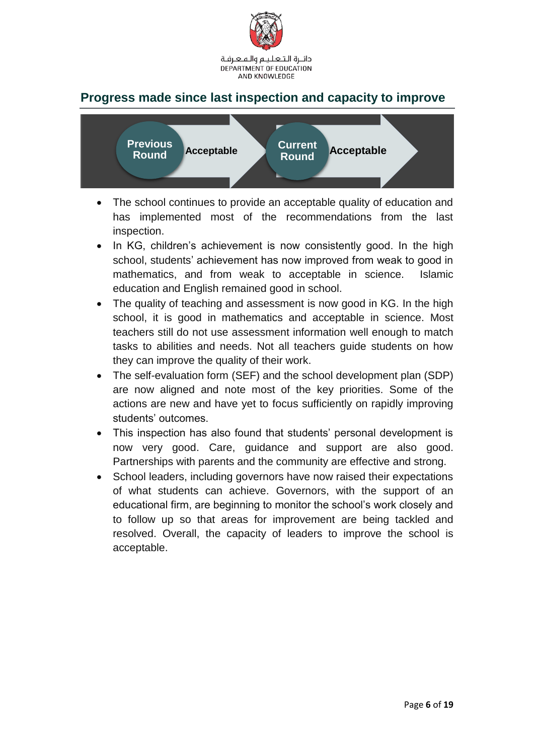## Progress made since last inspection and capacity to improve

| Previous Round | Current Round |
| --- | --- |
| Acceptable | Acceptable |

- The school continues to provide an acceptable quality of education and has implemented most of the recommendations from the last inspection.
- In KG, children's achievement is now consistently good. In the high school, students' achievement has now improved from weak to good in mathematics, and from weak to acceptable in science. Islamic education and English remained good in school.
- The quality of teaching and assessment is now good in KG. In the high school, it is good in mathematics and acceptable in science. Most teachers still do not use assessment information well enough to match tasks to abilities and needs. Not all teachers guide students on how they can improve the quality of their work.
- The self-evaluation form (SEF) and the school development plan (SDP) are now aligned and note most of the key priorities. Some of the actions are new and have yet to focus sufficiently on rapidly improving students' outcomes.
- This inspection has also found that students' personal development is now very good. Care, guidance and support are also good. Partnerships with parents and the community are effective and strong.
- School leaders, including governors have now raised their expectations of what students can achieve. Governors, with the support of an educational firm, are beginning to monitor the school's work closely and to follow up so that areas for improvement are being tackled and resolved. Overall, the capacity of leaders to improve the school is acceptable.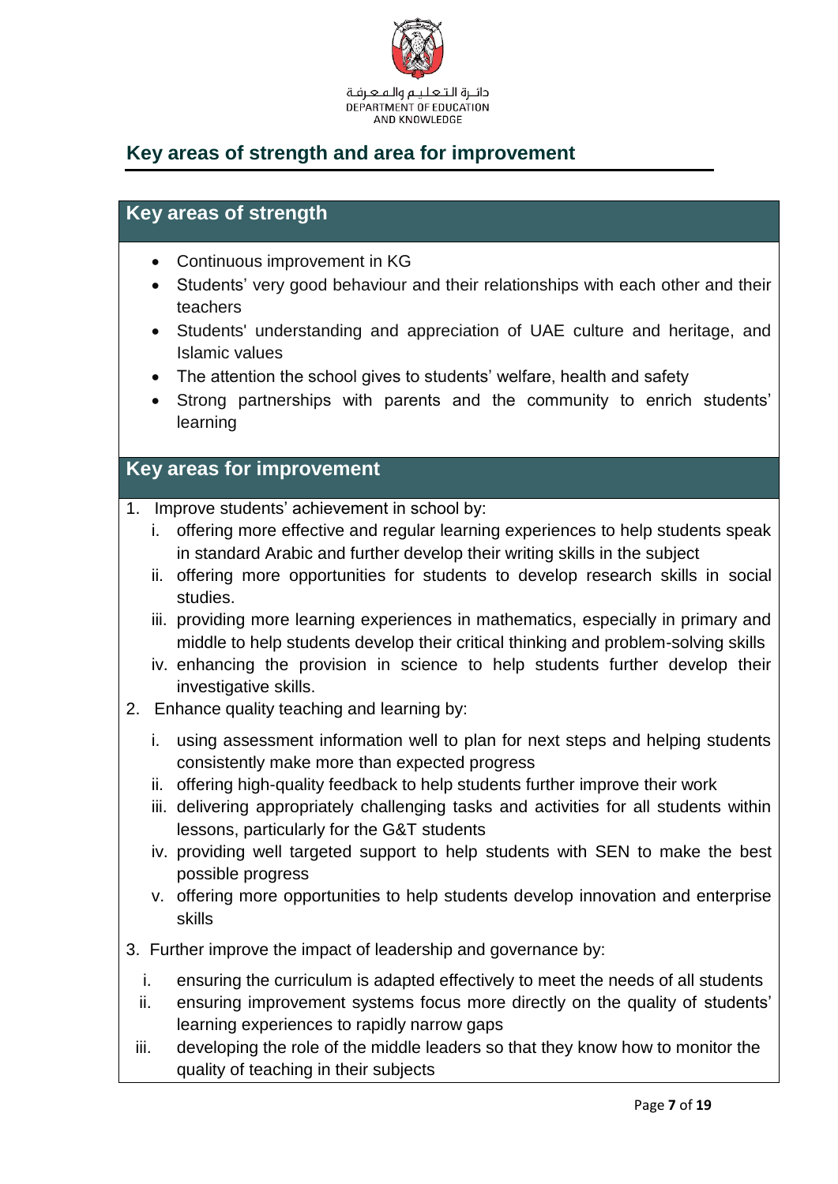## Key areas of strength and area for improvement

### Key areas of strength

- Continuous improvement in KG
- Students' very good behaviour and their relationships with each other and their teachers
- Students' understanding and appreciation of UAE culture and heritage, and Islamic values
- The attention the school gives to students' welfare, health and safety
- Strong partnerships with parents and the community to enrich students' learning

### Key areas for improvement

1. Improve students' achievement in school by:
   - i. offering more effective and regular learning experiences to help students speak in standard Arabic and further develop their writing skills in the subject
   - ii. offering more opportunities for students to develop research skills in social studies.
   - iii. providing more learning experiences in mathematics, especially in primary and middle to help students develop their critical thinking and problem-solving skills
   - iv. enhancing the provision in science to help students further develop their investigative skills.
2. Enhance quality teaching and learning by:
   - i. using assessment information well to plan for next steps and helping students consistently make more than expected progress
   - ii. offering high-quality feedback to help students further improve their work
   - iii. delivering appropriately challenging tasks and activities for all students within lessons, particularly for the G&T students
   - iv. providing well targeted support to help students with SEN to make the best possible progress
   - v. offering more opportunities to help students develop innovation and enterprise skills
3. Further improve the impact of leadership and governance by:
   - i. ensuring the curriculum is adapted effectively to meet the needs of all students
   - ii. ensuring improvement systems focus more directly on the quality of students' learning experiences to rapidly narrow gaps
   - iii. developing the role of the middle leaders so that they know how to monitor the quality of teaching in their subjects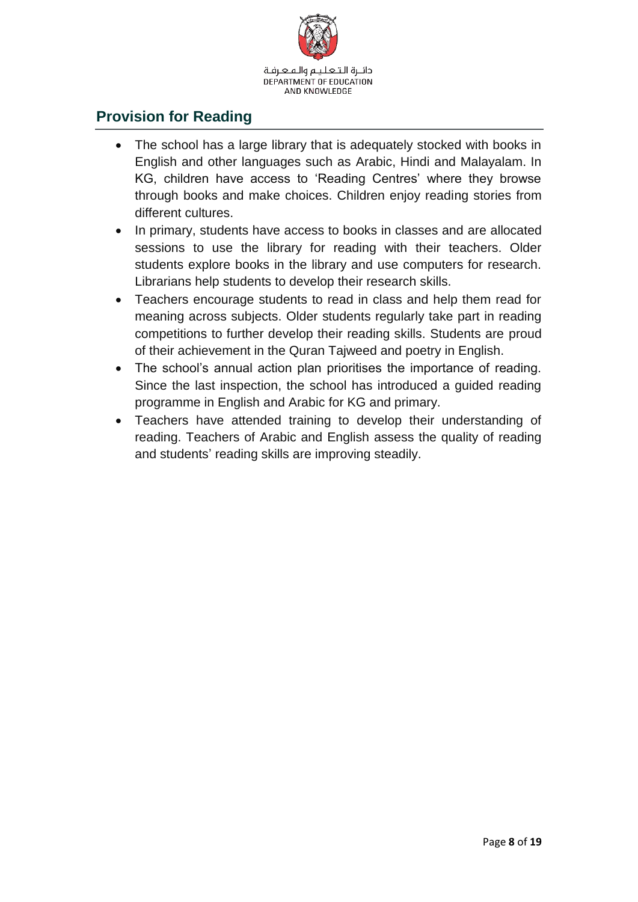## Provision for Reading

- The school has a large library that is adequately stocked with books in English and other languages such as Arabic, Hindi and Malayalam. In KG, children have access to 'Reading Centres' where they browse through books and make choices. Children enjoy reading stories from different cultures.
- In primary, students have access to books in classes and are allocated sessions to use the library for reading with their teachers. Older students explore books in the library and use computers for research. Librarians help students to develop their research skills.
- Teachers encourage students to read in class and help them read for meaning across subjects. Older students regularly take part in reading competitions to further develop their reading skills. Students are proud of their achievement in the Quran Tajweed and poetry in English.
- The school's annual action plan prioritises the importance of reading. Since the last inspection, the school has introduced a guided reading programme in English and Arabic for KG and primary.
- Teachers have attended training to develop their understanding of reading. Teachers of Arabic and English assess the quality of reading and students' reading skills are improving steadily.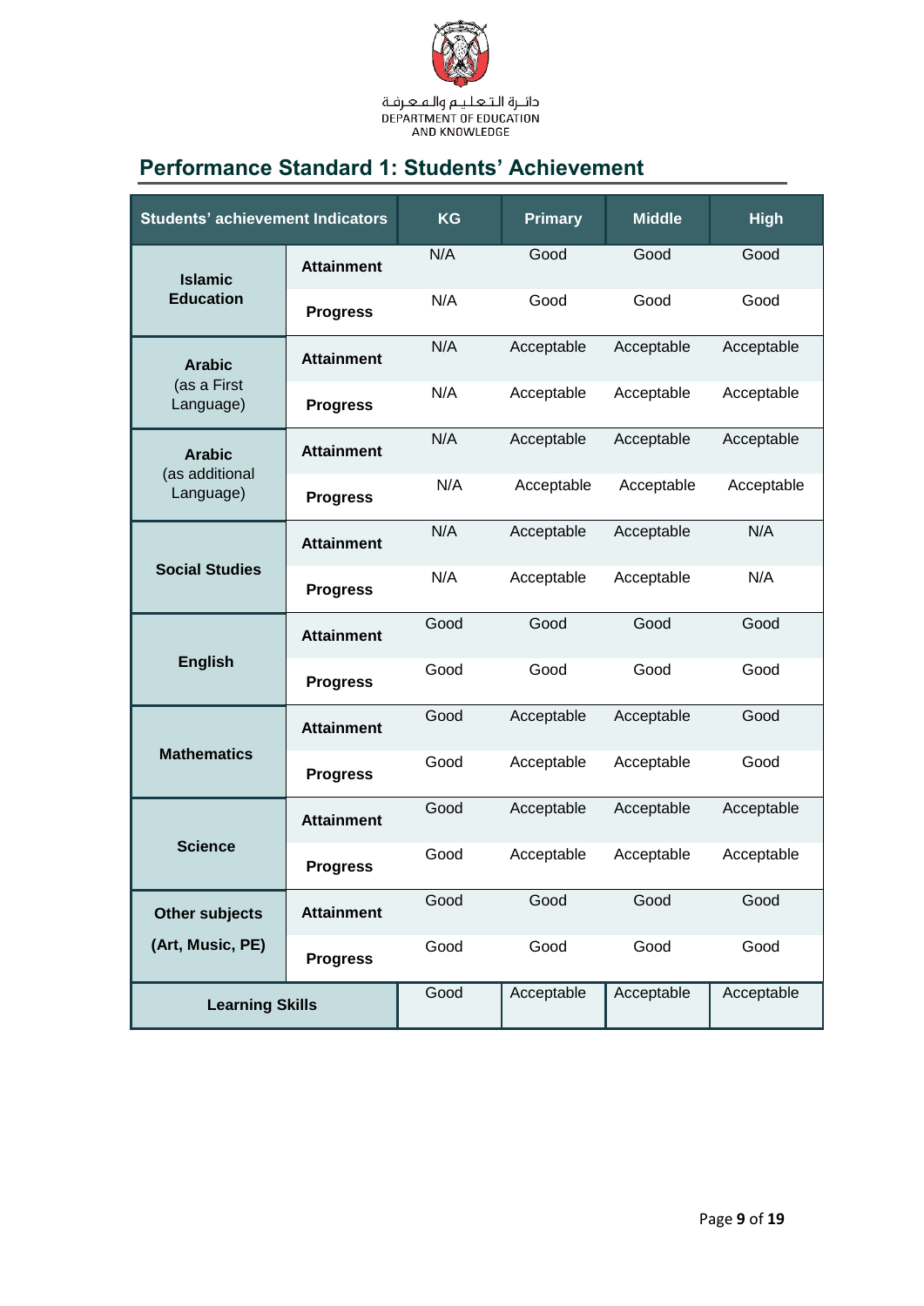دائـرة الـتـعـلـيـم والـمـعـرفـة
DEPARTMENT OF EDUCATION AND KNOWLEDGE

## Performance Standard 1: Students' Achievement

| Students' achievement Indicators | | KG | Primary | Middle | High |
|---|---|---|---|---|---|
| **Islamic Education** | **Attainment** | N/A | Good | Good | Good |
| | **Progress** | N/A | Good | Good | Good |
| **Arabic** (as a First Language) | **Attainment** | N/A | Acceptable | Acceptable | Acceptable |
| | **Progress** | N/A | Acceptable | Acceptable | Acceptable |
| **Arabic** (as additional Language) | **Attainment** | N/A | Acceptable | Acceptable | Acceptable |
| | **Progress** | N/A | Acceptable | Acceptable | Acceptable |
| **Social Studies** | **Attainment** | N/A | Acceptable | Acceptable | N/A |
| | **Progress** | N/A | Acceptable | Acceptable | N/A |
| **English** | **Attainment** | Good | Good | Good | Good |
| | **Progress** | Good | Good | Good | Good |
| **Mathematics** | **Attainment** | Good | Acceptable | Acceptable | Good |
| | **Progress** | Good | Acceptable | Acceptable | Good |
| **Science** | **Attainment** | Good | Acceptable | Acceptable | Acceptable |
| | **Progress** | Good | Acceptable | Acceptable | Acceptable |
| **Other subjects (Art, Music, PE)** | **Attainment** | Good | Good | Good | Good |
| | **Progress** | Good | Good | Good | Good |
| **Learning Skills** | | Good | Acceptable | Acceptable | Acceptable |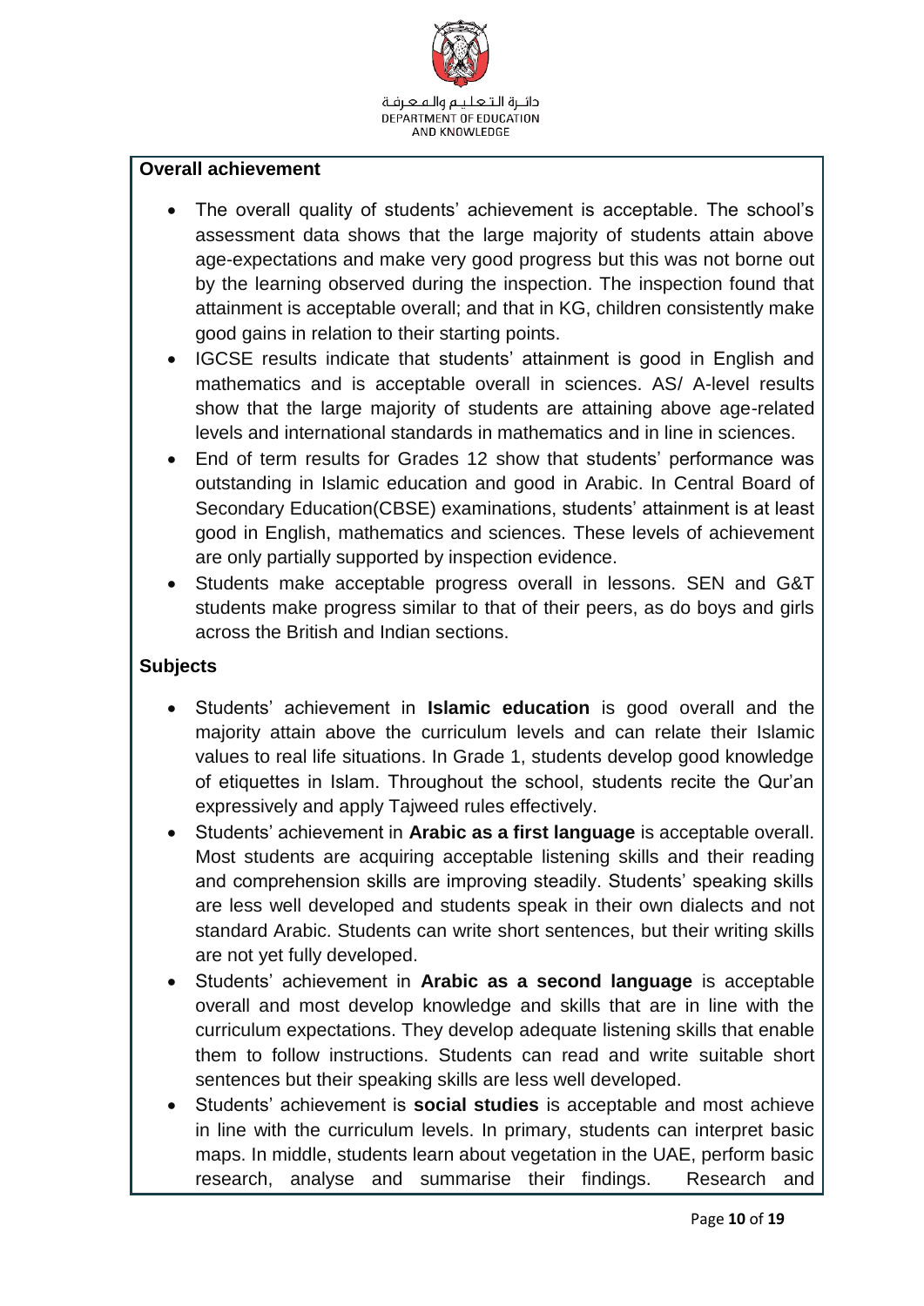**Overall achievement**

- The overall quality of students' achievement is acceptable. The school's assessment data shows that the large majority of students attain above age-expectations and make very good progress but this was not borne out by the learning observed during the inspection. The inspection found that attainment is acceptable overall; and that in KG, children consistently make good gains in relation to their starting points.
- IGCSE results indicate that students' attainment is good in English and mathematics and is acceptable overall in sciences. AS/ A-level results show that the large majority of students are attaining above age-related levels and international standards in mathematics and in line in sciences.
- End of term results for Grades 12 show that students' performance was outstanding in Islamic education and good in Arabic. In Central Board of Secondary Education(CBSE) examinations, students' attainment is at least good in English, mathematics and sciences. These levels of achievement are only partially supported by inspection evidence.
- Students make acceptable progress overall in lessons. SEN and G&T students make progress similar to that of their peers, as do boys and girls across the British and Indian sections.

**Subjects**

- Students' achievement in **Islamic education** is good overall and the majority attain above the curriculum levels and can relate their Islamic values to real life situations. In Grade 1, students develop good knowledge of etiquettes in Islam. Throughout the school, students recite the Qur'an expressively and apply Tajweed rules effectively.
- Students' achievement in **Arabic as a first language** is acceptable overall. Most students are acquiring acceptable listening skills and their reading and comprehension skills are improving steadily. Students' speaking skills are less well developed and students speak in their own dialects and not standard Arabic. Students can write short sentences, but their writing skills are not yet fully developed.
- Students' achievement in **Arabic as a second language** is acceptable overall and most develop knowledge and skills that are in line with the curriculum expectations. They develop adequate listening skills that enable them to follow instructions. Students can read and write suitable short sentences but their speaking skills are less well developed.
- Students' achievement is **social studies** is acceptable and most achieve in line with the curriculum levels. In primary, students can interpret basic maps. In middle, students learn about vegetation in the UAE, perform basic research, analyse and summarise their findings. Research and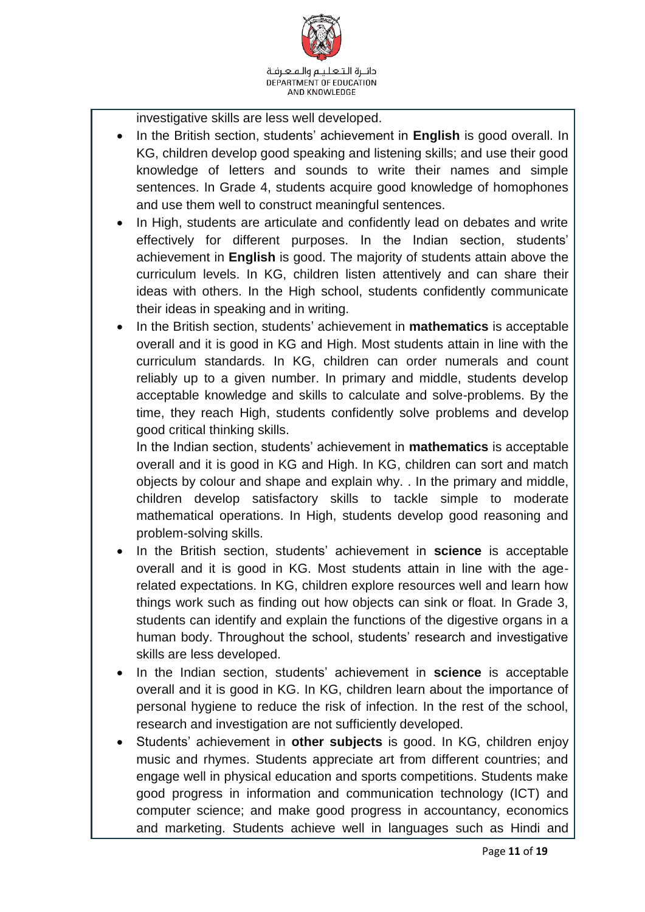investigative skills are less well developed.

- In the British section, students' achievement in **English** is good overall. In KG, children develop good speaking and listening skills; and use their good knowledge of letters and sounds to write their names and simple sentences. In Grade 4, students acquire good knowledge of homophones and use them well to construct meaningful sentences.
- In High, students are articulate and confidently lead on debates and write effectively for different purposes. In the Indian section, students' achievement in **English** is good. The majority of students attain above the curriculum levels. In KG, children listen attentively and can share their ideas with others. In the High school, students confidently communicate their ideas in speaking and in writing.
- In the British section, students' achievement in **mathematics** is acceptable overall and it is good in KG and High. Most students attain in line with the curriculum standards. In KG, children can order numerals and count reliably up to a given number. In primary and middle, students develop acceptable knowledge and skills to calculate and solve-problems. By the time, they reach High, students confidently solve problems and develop good critical thinking skills.

  In the Indian section, students' achievement in **mathematics** is acceptable overall and it is good in KG and High. In KG, children can sort and match objects by colour and shape and explain why. . In the primary and middle, children develop satisfactory skills to tackle simple to moderate mathematical operations. In High, students develop good reasoning and problem-solving skills.
- In the British section, students' achievement in **science** is acceptable overall and it is good in KG. Most students attain in line with the age-related expectations. In KG, children explore resources well and learn how things work such as finding out how objects can sink or float. In Grade 3, students can identify and explain the functions of the digestive organs in a human body. Throughout the school, students' research and investigative skills are less developed.
- In the Indian section, students' achievement in **science** is acceptable overall and it is good in KG. In KG, children learn about the importance of personal hygiene to reduce the risk of infection. In the rest of the school, research and investigation are not sufficiently developed.
- Students' achievement in **other subjects** is good. In KG, children enjoy music and rhymes. Students appreciate art from different countries; and engage well in physical education and sports competitions. Students make good progress in information and communication technology (ICT) and computer science; and make good progress in accountancy, economics and marketing. Students achieve well in languages such as Hindi and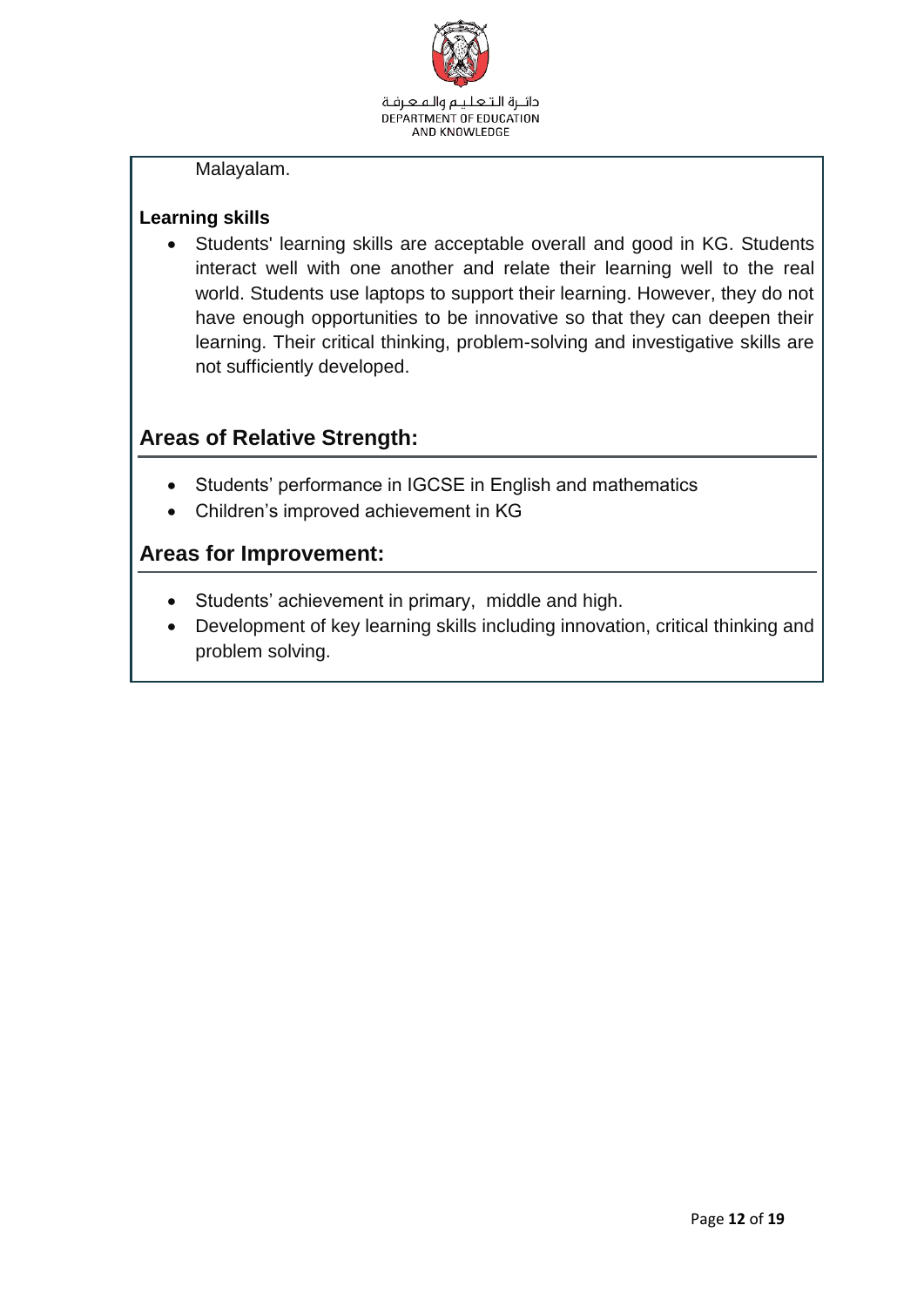Malayalam.

**Learning skills**

- Students' learning skills are acceptable overall and good in KG. Students interact well with one another and relate their learning well to the real world. Students use laptops to support their learning. However, they do not have enough opportunities to be innovative so that they can deepen their learning. Their critical thinking, problem-solving and investigative skills are not sufficiently developed.

## Areas of Relative Strength:

- Students' performance in IGCSE in English and mathematics
- Children's improved achievement in KG

## Areas for Improvement:

- Students' achievement in primary, middle and high.
- Development of key learning skills including innovation, critical thinking and problem solving.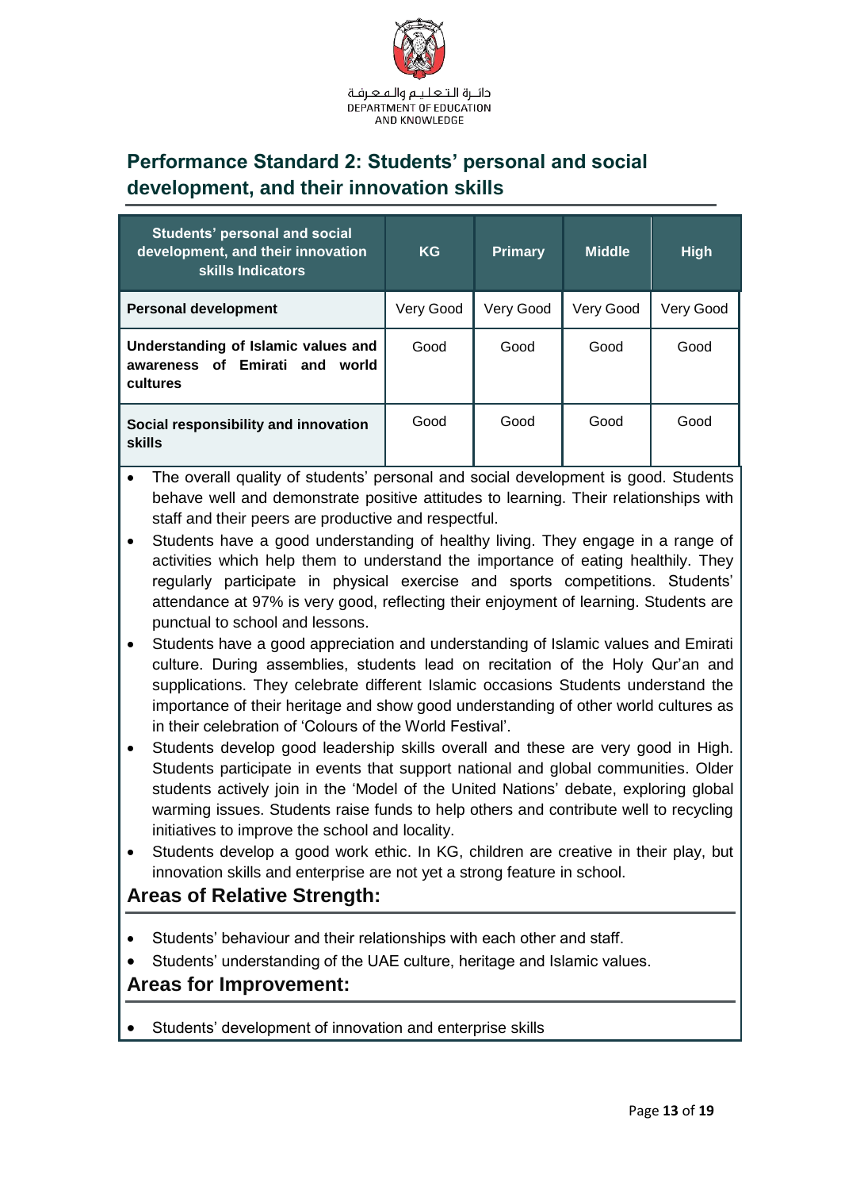## Performance Standard 2: Students' personal and social development, and their innovation skills

| Students' personal and social development, and their innovation skills Indicators | KG | Primary | Middle | High |
|---|---|---|---|---|
| **Personal development** | Very Good | Very Good | Very Good | Very Good |
| **Understanding of Islamic values and awareness of Emirati and world cultures** | Good | Good | Good | Good |
| **Social responsibility and innovation skills** | Good | Good | Good | Good |

- The overall quality of students' personal and social development is good. Students behave well and demonstrate positive attitudes to learning. Their relationships with staff and their peers are productive and respectful.
- Students have a good understanding of healthy living. They engage in a range of activities which help them to understand the importance of eating healthily. They regularly participate in physical exercise and sports competitions. Students' attendance at 97% is very good, reflecting their enjoyment of learning. Students are punctual to school and lessons.
- Students have a good appreciation and understanding of Islamic values and Emirati culture. During assemblies, students lead on recitation of the Holy Qur'an and supplications. They celebrate different Islamic occasions Students understand the importance of their heritage and show good understanding of other world cultures as in their celebration of 'Colours of the World Festival'.
- Students develop good leadership skills overall and these are very good in High. Students participate in events that support national and global communities. Older students actively join in the 'Model of the United Nations' debate, exploring global warming issues. Students raise funds to help others and contribute well to recycling initiatives to improve the school and locality.
- Students develop a good work ethic. In KG, children are creative in their play, but innovation skills and enterprise are not yet a strong feature in school.

### Areas of Relative Strength:

- Students' behaviour and their relationships with each other and staff.
- Students' understanding of the UAE culture, heritage and Islamic values.

### Areas for Improvement:

- Students' development of innovation and enterprise skills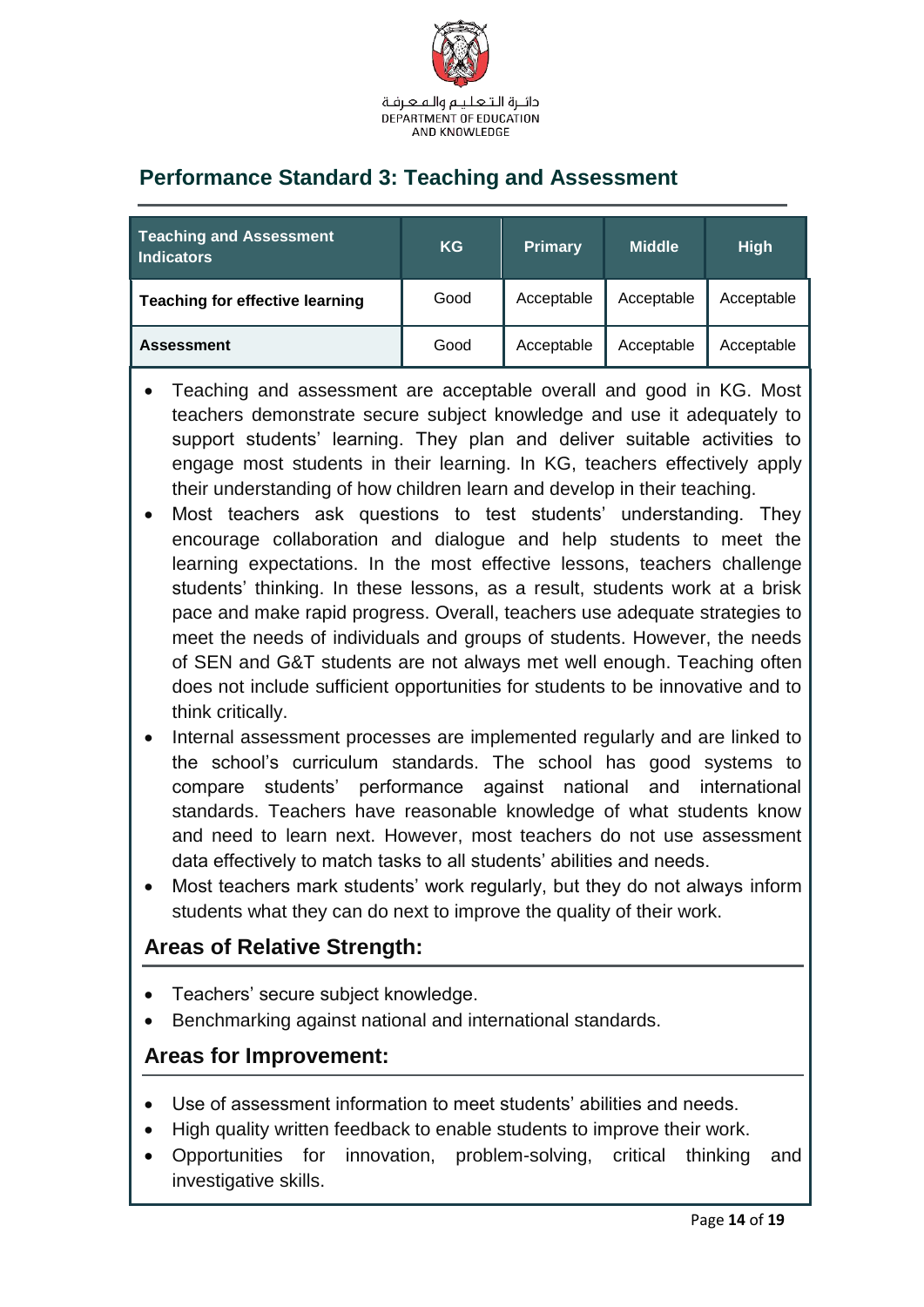## Performance Standard 3: Teaching and Assessment

| Teaching and Assessment Indicators | KG | Primary | Middle | High |
|---|---|---|---|---|
| **Teaching for effective learning** | Good | Acceptable | Acceptable | Acceptable |
| **Assessment** | Good | Acceptable | Acceptable | Acceptable |

- Teaching and assessment are acceptable overall and good in KG. Most teachers demonstrate secure subject knowledge and use it adequately to support students' learning. They plan and deliver suitable activities to engage most students in their learning. In KG, teachers effectively apply their understanding of how children learn and develop in their teaching.
- Most teachers ask questions to test students' understanding. They encourage collaboration and dialogue and help students to meet the learning expectations. In the most effective lessons, teachers challenge students' thinking. In these lessons, as a result, students work at a brisk pace and make rapid progress. Overall, teachers use adequate strategies to meet the needs of individuals and groups of students. However, the needs of SEN and G&T students are not always met well enough. Teaching often does not include sufficient opportunities for students to be innovative and to think critically.
- Internal assessment processes are implemented regularly and are linked to the school's curriculum standards. The school has good systems to compare students' performance against national and international standards. Teachers have reasonable knowledge of what students know and need to learn next. However, most teachers do not use assessment data effectively to match tasks to all students' abilities and needs.
- Most teachers mark students' work regularly, but they do not always inform students what they can do next to improve the quality of their work.

### Areas of Relative Strength:

- Teachers' secure subject knowledge.
- Benchmarking against national and international standards.

### Areas for Improvement:

- Use of assessment information to meet students' abilities and needs.
- High quality written feedback to enable students to improve their work.
- Opportunities for innovation, problem-solving, critical thinking and investigative skills.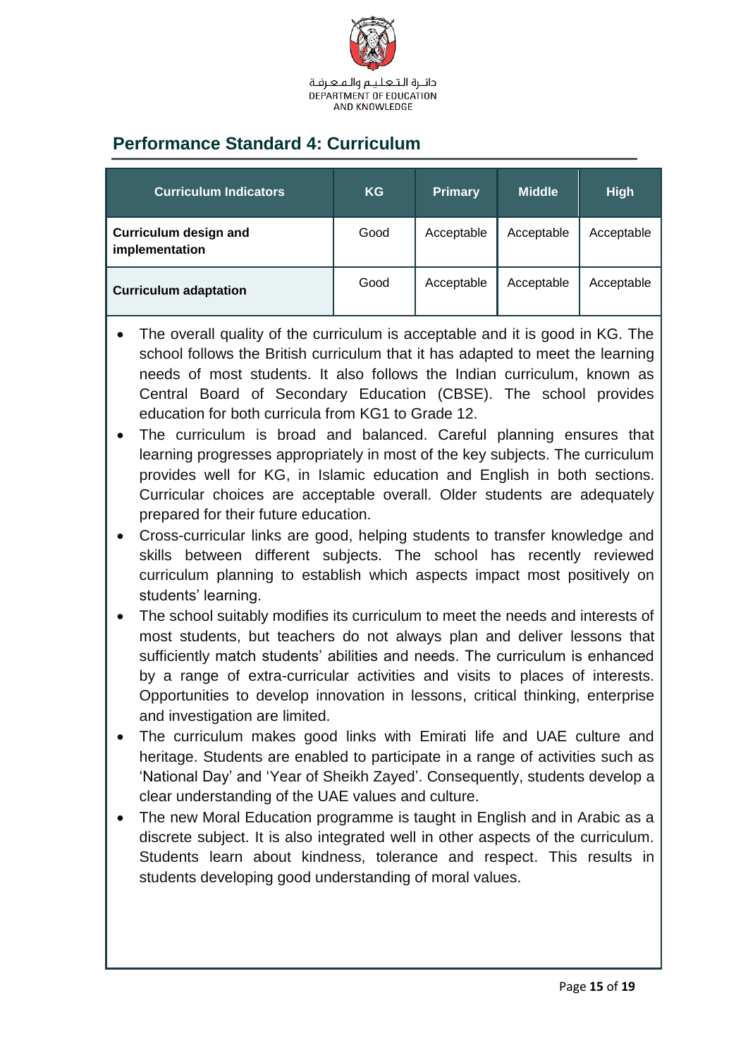## Performance Standard 4: Curriculum

| Curriculum Indicators | KG | Primary | Middle | High |
|---|---|---|---|---|
| **Curriculum design and implementation** | Good | Acceptable | Acceptable | Acceptable |
| **Curriculum adaptation** | Good | Acceptable | Acceptable | Acceptable |

- The overall quality of the curriculum is acceptable and it is good in KG. The school follows the British curriculum that it has adapted to meet the learning needs of most students. It also follows the Indian curriculum, known as Central Board of Secondary Education (CBSE). The school provides education for both curricula from KG1 to Grade 12.
- The curriculum is broad and balanced. Careful planning ensures that learning progresses appropriately in most of the key subjects. The curriculum provides well for KG, in Islamic education and English in both sections. Curricular choices are acceptable overall. Older students are adequately prepared for their future education.
- Cross-curricular links are good, helping students to transfer knowledge and skills between different subjects. The school has recently reviewed curriculum planning to establish which aspects impact most positively on students' learning.
- The school suitably modifies its curriculum to meet the needs and interests of most students, but teachers do not always plan and deliver lessons that sufficiently match students' abilities and needs. The curriculum is enhanced by a range of extra-curricular activities and visits to places of interests. Opportunities to develop innovation in lessons, critical thinking, enterprise and investigation are limited.
- The curriculum makes good links with Emirati life and UAE culture and heritage. Students are enabled to participate in a range of activities such as 'National Day' and 'Year of Sheikh Zayed'. Consequently, students develop a clear understanding of the UAE values and culture.
- The new Moral Education programme is taught in English and in Arabic as a discrete subject. It is also integrated well in other aspects of the curriculum. Students learn about kindness, tolerance and respect. This results in students developing good understanding of moral values.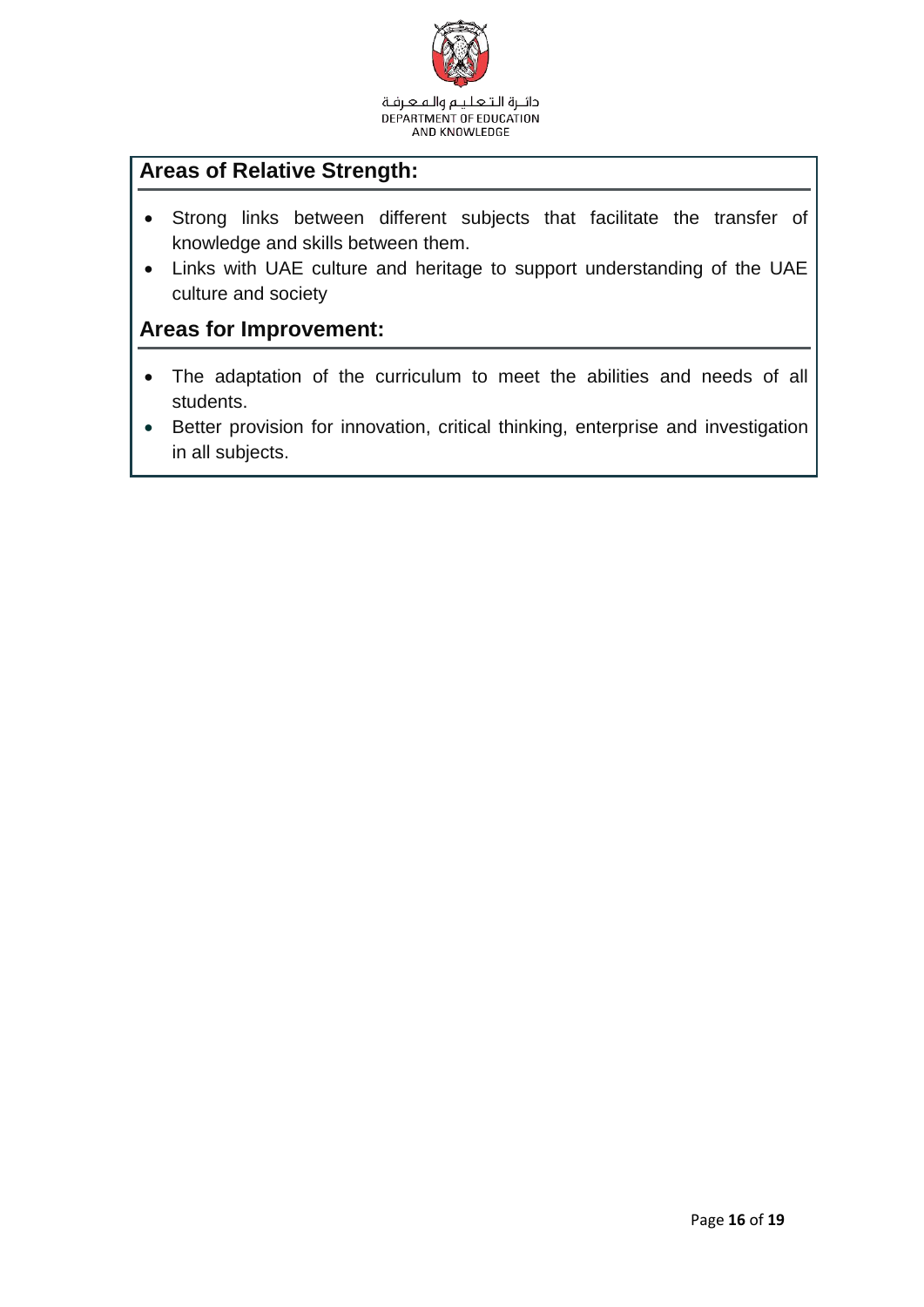## Areas of Relative Strength:

- Strong links between different subjects that facilitate the transfer of knowledge and skills between them.
- Links with UAE culture and heritage to support understanding of the UAE culture and society

## Areas for Improvement:

- The adaptation of the curriculum to meet the abilities and needs of all students.
- Better provision for innovation, critical thinking, enterprise and investigation in all subjects.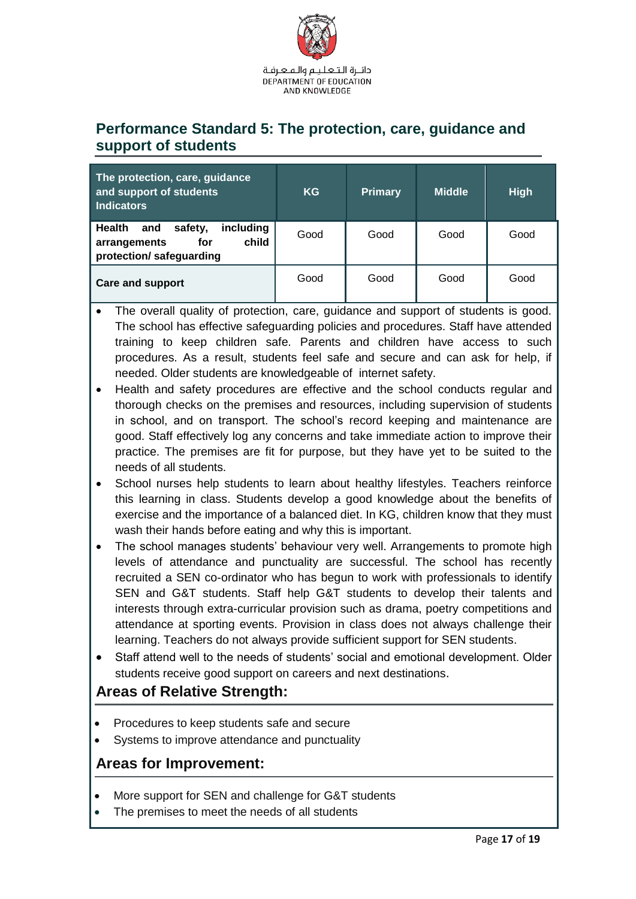## Performance Standard 5: The protection, care, guidance and support of students

| The protection, care, guidance and support of students Indicators | KG | Primary | Middle | High |
|---|---|---|---|---|
| **Health and safety, including arrangements for child protection/ safeguarding** | Good | Good | Good | Good |
| **Care and support** | Good | Good | Good | Good |

- The overall quality of protection, care, guidance and support of students is good. The school has effective safeguarding policies and procedures. Staff have attended training to keep children safe. Parents and children have access to such procedures. As a result, students feel safe and secure and can ask for help, if needed. Older students are knowledgeable of internet safety.
- Health and safety procedures are effective and the school conducts regular and thorough checks on the premises and resources, including supervision of students in school, and on transport. The school's record keeping and maintenance are good. Staff effectively log any concerns and take immediate action to improve their practice. The premises are fit for purpose, but they have yet to be suited to the needs of all students.
- School nurses help students to learn about healthy lifestyles. Teachers reinforce this learning in class. Students develop a good knowledge about the benefits of exercise and the importance of a balanced diet. In KG, children know that they must wash their hands before eating and why this is important.
- The school manages students' behaviour very well. Arrangements to promote high levels of attendance and punctuality are successful. The school has recently recruited a SEN co-ordinator who has begun to work with professionals to identify SEN and G&T students. Staff help G&T students to develop their talents and interests through extra-curricular provision such as drama, poetry competitions and attendance at sporting events. Provision in class does not always challenge their learning. Teachers do not always provide sufficient support for SEN students.
- Staff attend well to the needs of students' social and emotional development. Older students receive good support on careers and next destinations.

### Areas of Relative Strength:

- Procedures to keep students safe and secure
- Systems to improve attendance and punctuality

### Areas for Improvement:

- More support for SEN and challenge for G&T students
- The premises to meet the needs of all students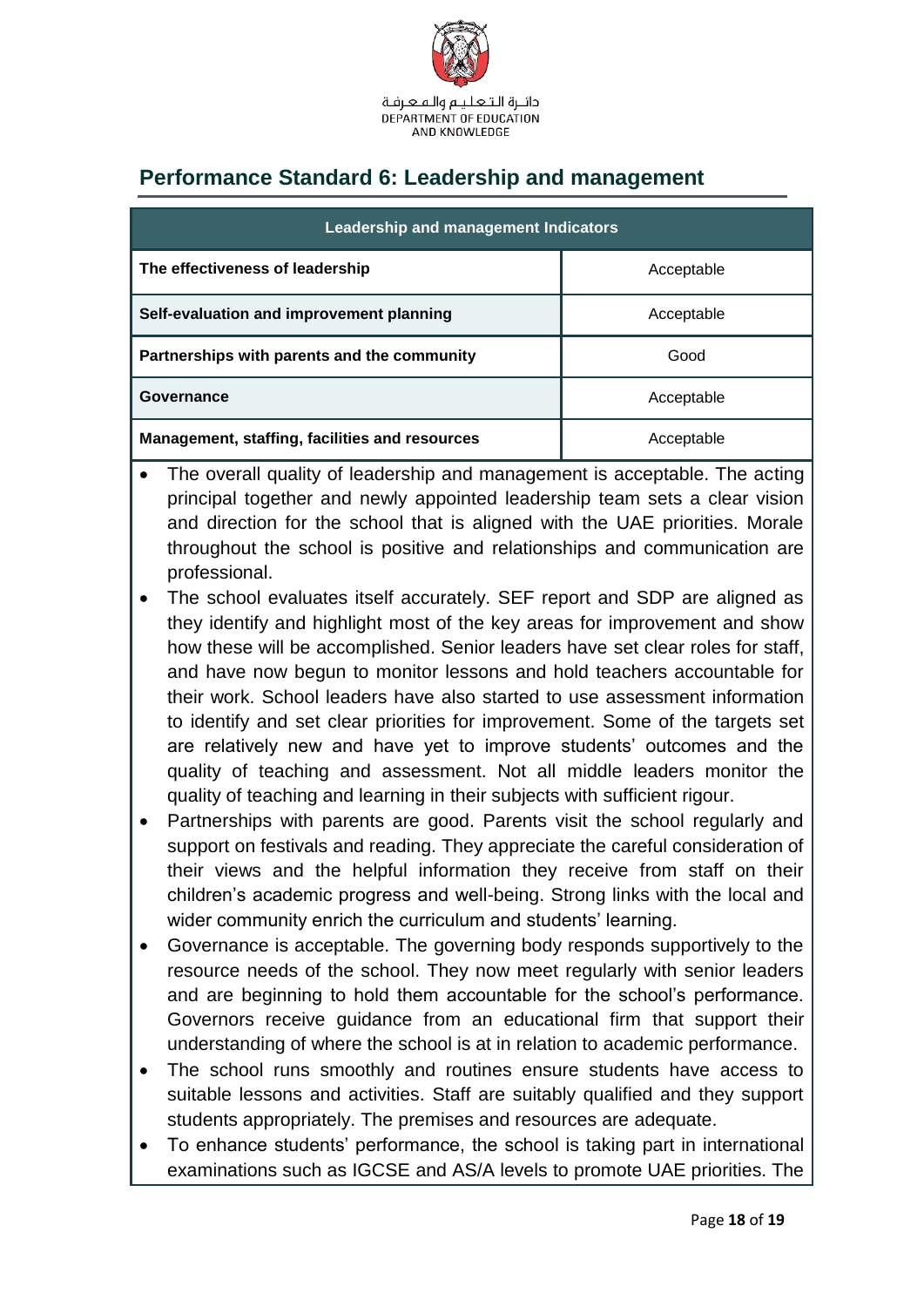## Performance Standard 6: Leadership and management

| Leadership and management Indicators | |
|---|---|
| **The effectiveness of leadership** | Acceptable |
| **Self-evaluation and improvement planning** | Acceptable |
| **Partnerships with parents and the community** | Good |
| **Governance** | Acceptable |
| **Management, staffing, facilities and resources** | Acceptable |

- The overall quality of leadership and management is acceptable. The acting principal together and newly appointed leadership team sets a clear vision and direction for the school that is aligned with the UAE priorities. Morale throughout the school is positive and relationships and communication are professional.
- The school evaluates itself accurately. SEF report and SDP are aligned as they identify and highlight most of the key areas for improvement and show how these will be accomplished. Senior leaders have set clear roles for staff, and have now begun to monitor lessons and hold teachers accountable for their work. School leaders have also started to use assessment information to identify and set clear priorities for improvement. Some of the targets set are relatively new and have yet to improve students' outcomes and the quality of teaching and assessment. Not all middle leaders monitor the quality of teaching and learning in their subjects with sufficient rigour.
- Partnerships with parents are good. Parents visit the school regularly and support on festivals and reading. They appreciate the careful consideration of their views and the helpful information they receive from staff on their children's academic progress and well-being. Strong links with the local and wider community enrich the curriculum and students' learning.
- Governance is acceptable. The governing body responds supportively to the resource needs of the school. They now meet regularly with senior leaders and are beginning to hold them accountable for the school's performance. Governors receive guidance from an educational firm that support their understanding of where the school is at in relation to academic performance.
- The school runs smoothly and routines ensure students have access to suitable lessons and activities. Staff are suitably qualified and they support students appropriately. The premises and resources are adequate.
- To enhance students' performance, the school is taking part in international examinations such as IGCSE and AS/A levels to promote UAE priorities. The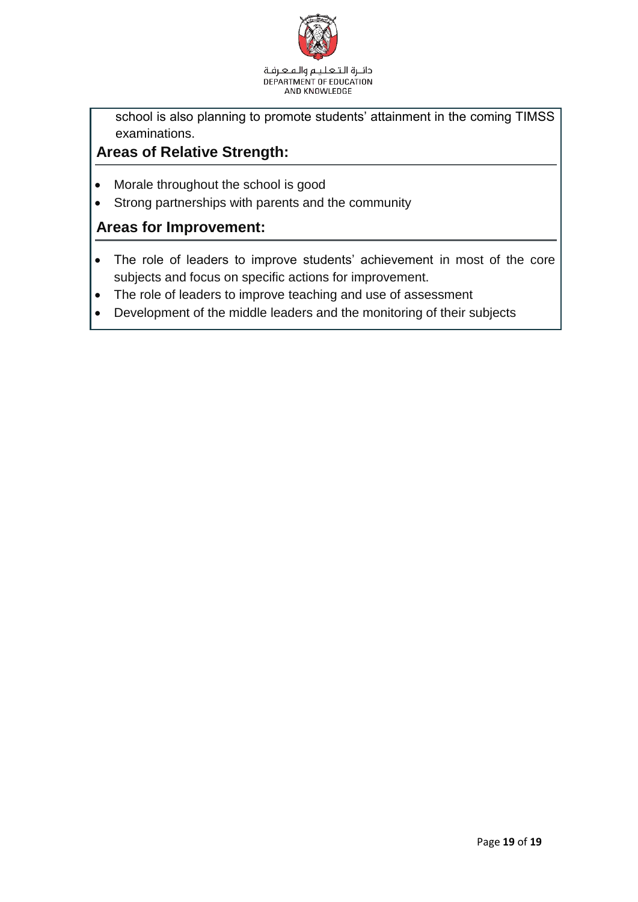school is also planning to promote students' attainment in the coming TIMSS examinations.

## Areas of Relative Strength:

- Morale throughout the school is good
- Strong partnerships with parents and the community

## Areas for Improvement:

- The role of leaders to improve students' achievement in most of the core subjects and focus on specific actions for improvement.
- The role of leaders to improve teaching and use of assessment
- Development of the middle leaders and the monitoring of their subjects